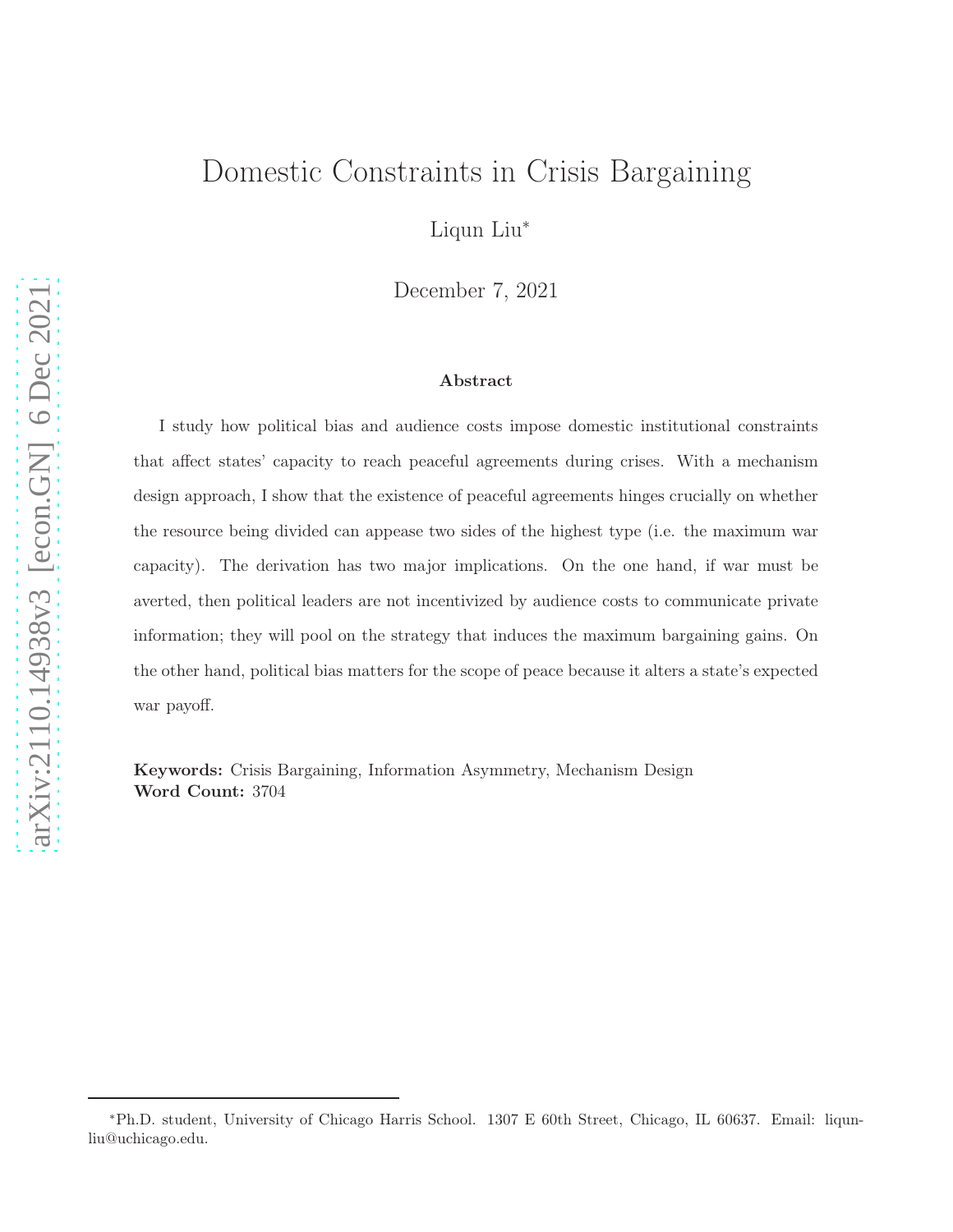# Domestic Constraints in Crisis Bargaining

Liqun Liu*

December 7, 2021

## Abstract

I study how political bias and audience costs impose domestic institutional constraints that affect states' capacity to reach peaceful agreements during crises. With a mechanism design approach, I show that the existence of peaceful agreements hinges crucially on whether the resource being divided can appease two sides of the highest type (i.e. the maximum war capacity). The derivation has two major implications. On the one hand, if war must be averted, then political leaders are not incentivized by audience costs to communicate private information; they will pool on the strategy that induces the maximum bargaining gains. On the other hand, political bias matters for the scope of peace because it alters a state's expected war payoff.

**Keywords:** Crisis Bargaining, Information Asymmetry, Mechanism Design
**Word Count:** 3704

*Ph.D. student, University of Chicago Harris School. 1307 E 60th Street, Chicago, IL 60637. Email: liqunliu@uchicago.edu.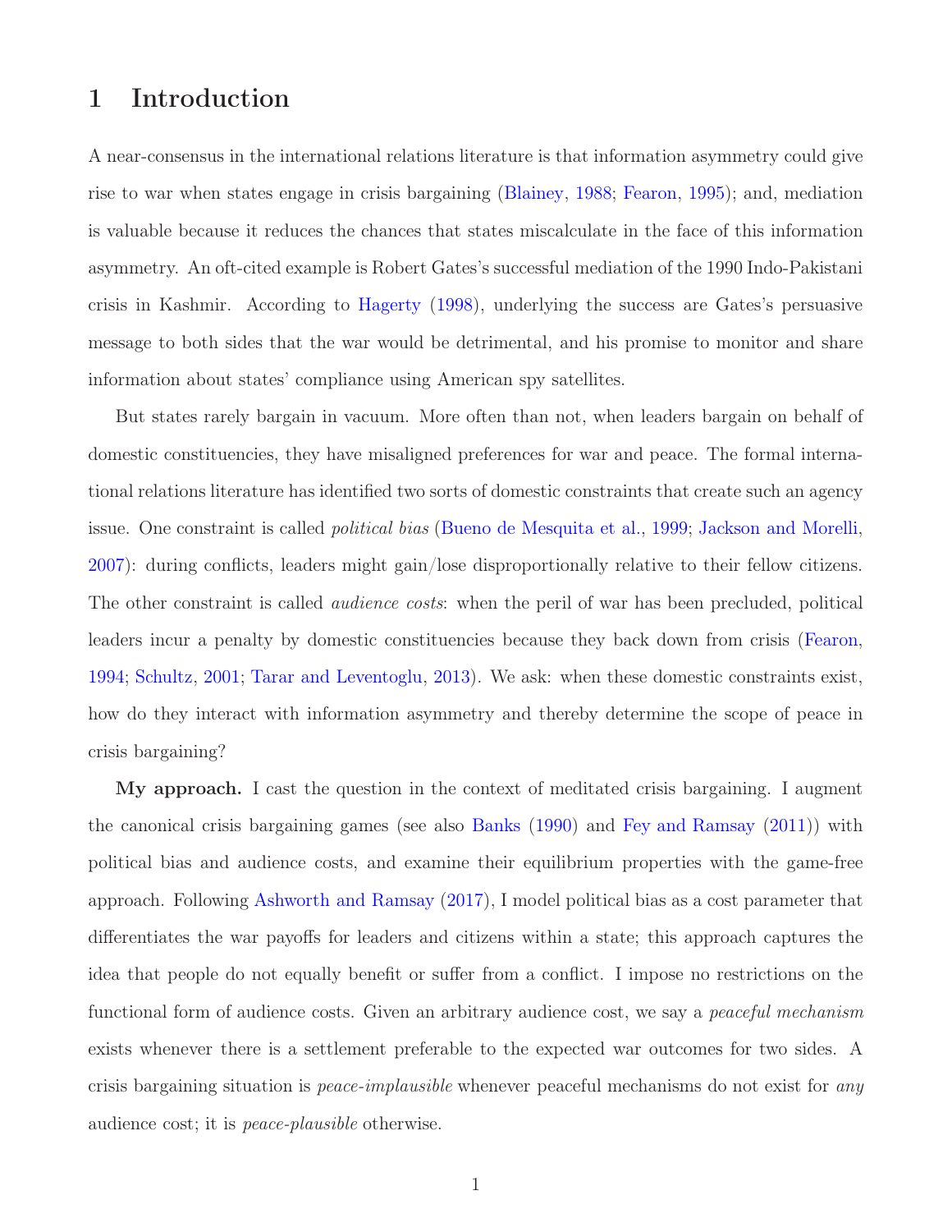# 1 Introduction

A near-consensus in the international relations literature is that information asymmetry could give rise to war when states engage in crisis bargaining (Blainey, 1988; Fearon, 1995); and, mediation is valuable because it reduces the chances that states miscalculate in the face of this information asymmetry. An oft-cited example is Robert Gates's successful mediation of the 1990 Indo-Pakistani crisis in Kashmir. According to Hagerty (1998), underlying the success are Gates's persuasive message to both sides that the war would be detrimental, and his promise to monitor and share information about states' compliance using American spy satellites.

But states rarely bargain in vacuum. More often than not, when leaders bargain on behalf of domestic constituencies, they have misaligned preferences for war and peace. The formal international relations literature has identified two sorts of domestic constraints that create such an agency issue. One constraint is called *political bias* (Bueno de Mesquita et al., 1999; Jackson and Morelli, 2007): during conflicts, leaders might gain/lose disproportionally relative to their fellow citizens. The other constraint is called *audience costs*: when the peril of war has been precluded, political leaders incur a penalty by domestic constituencies because they back down from crisis (Fearon, 1994; Schultz, 2001; Tarar and Leventoglu, 2013). We ask: when these domestic constraints exist, how do they interact with information asymmetry and thereby determine the scope of peace in crisis bargaining?

**My approach.** I cast the question in the context of meditated crisis bargaining. I augment the canonical crisis bargaining games (see also Banks (1990) and Fey and Ramsay (2011)) with political bias and audience costs, and examine their equilibrium properties with the game-free approach. Following Ashworth and Ramsay (2017), I model political bias as a cost parameter that differentiates the war payoffs for leaders and citizens within a state; this approach captures the idea that people do not equally benefit or suffer from a conflict. I impose no restrictions on the functional form of audience costs. Given an arbitrary audience cost, we say a *peaceful mechanism* exists whenever there is a settlement preferable to the expected war outcomes for two sides. A crisis bargaining situation is *peace-implausible* whenever peaceful mechanisms do not exist for *any* audience cost; it is *peace-plausible* otherwise.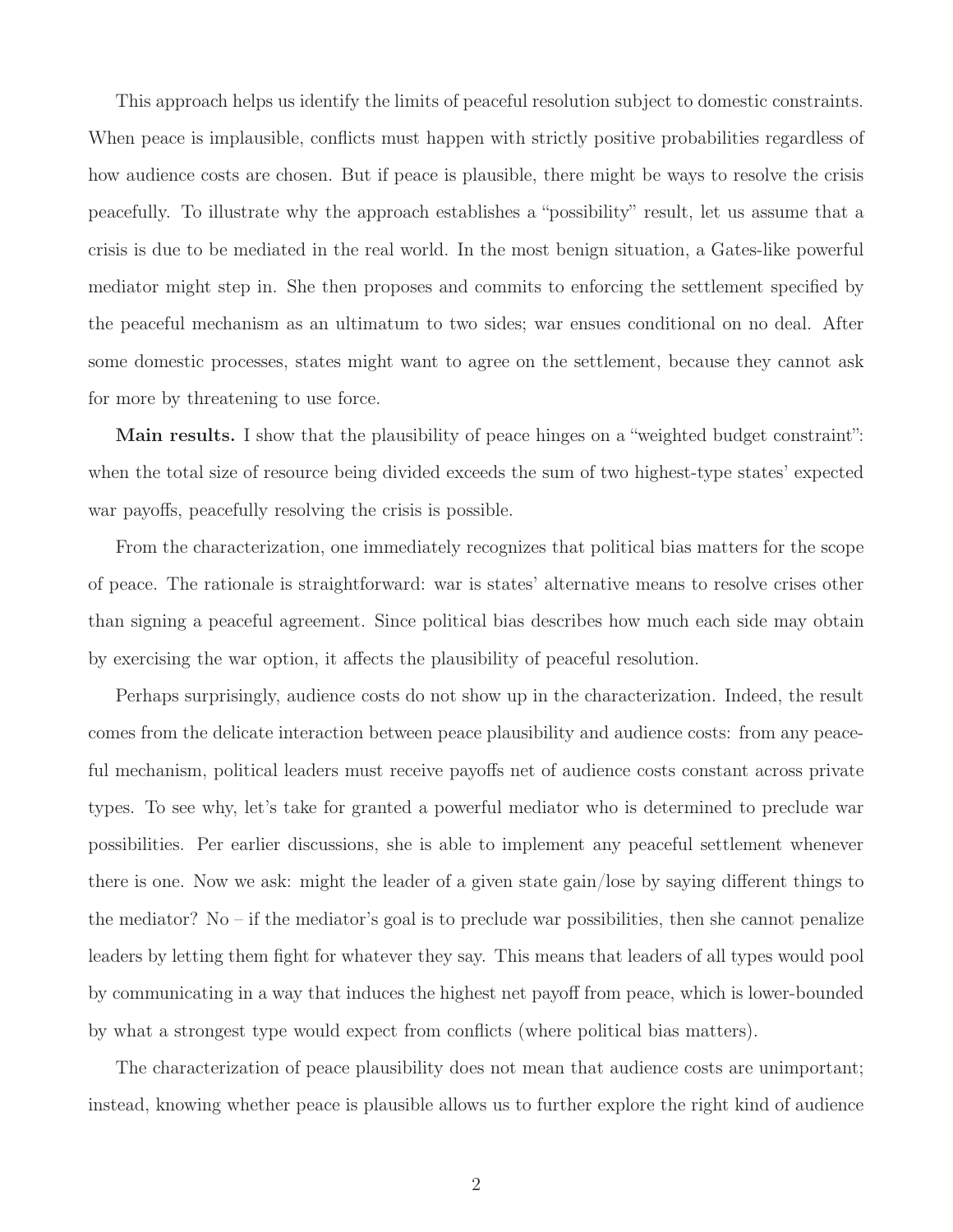This approach helps us identify the limits of peaceful resolution subject to domestic constraints. When peace is implausible, conflicts must happen with strictly positive probabilities regardless of how audience costs are chosen. But if peace is plausible, there might be ways to resolve the crisis peacefully. To illustrate why the approach establishes a "possibility" result, let us assume that a crisis is due to be mediated in the real world. In the most benign situation, a Gates-like powerful mediator might step in. She then proposes and commits to enforcing the settlement specified by the peaceful mechanism as an ultimatum to two sides; war ensues conditional on no deal. After some domestic processes, states might want to agree on the settlement, because they cannot ask for more by threatening to use force.

**Main results.** I show that the plausibility of peace hinges on a "weighted budget constraint": when the total size of resource being divided exceeds the sum of two highest-type states' expected war payoffs, peacefully resolving the crisis is possible.

From the characterization, one immediately recognizes that political bias matters for the scope of peace. The rationale is straightforward: war is states' alternative means to resolve crises other than signing a peaceful agreement. Since political bias describes how much each side may obtain by exercising the war option, it affects the plausibility of peaceful resolution.

Perhaps surprisingly, audience costs do not show up in the characterization. Indeed, the result comes from the delicate interaction between peace plausibility and audience costs: from any peaceful mechanism, political leaders must receive payoffs net of audience costs constant across private types. To see why, let's take for granted a powerful mediator who is determined to preclude war possibilities. Per earlier discussions, she is able to implement any peaceful settlement whenever there is one. Now we ask: might the leader of a given state gain/lose by saying different things to the mediator? No – if the mediator's goal is to preclude war possibilities, then she cannot penalize leaders by letting them fight for whatever they say. This means that leaders of all types would pool by communicating in a way that induces the highest net payoff from peace, which is lower-bounded by what a strongest type would expect from conflicts (where political bias matters).

The characterization of peace plausibility does not mean that audience costs are unimportant; instead, knowing whether peace is plausible allows us to further explore the right kind of audience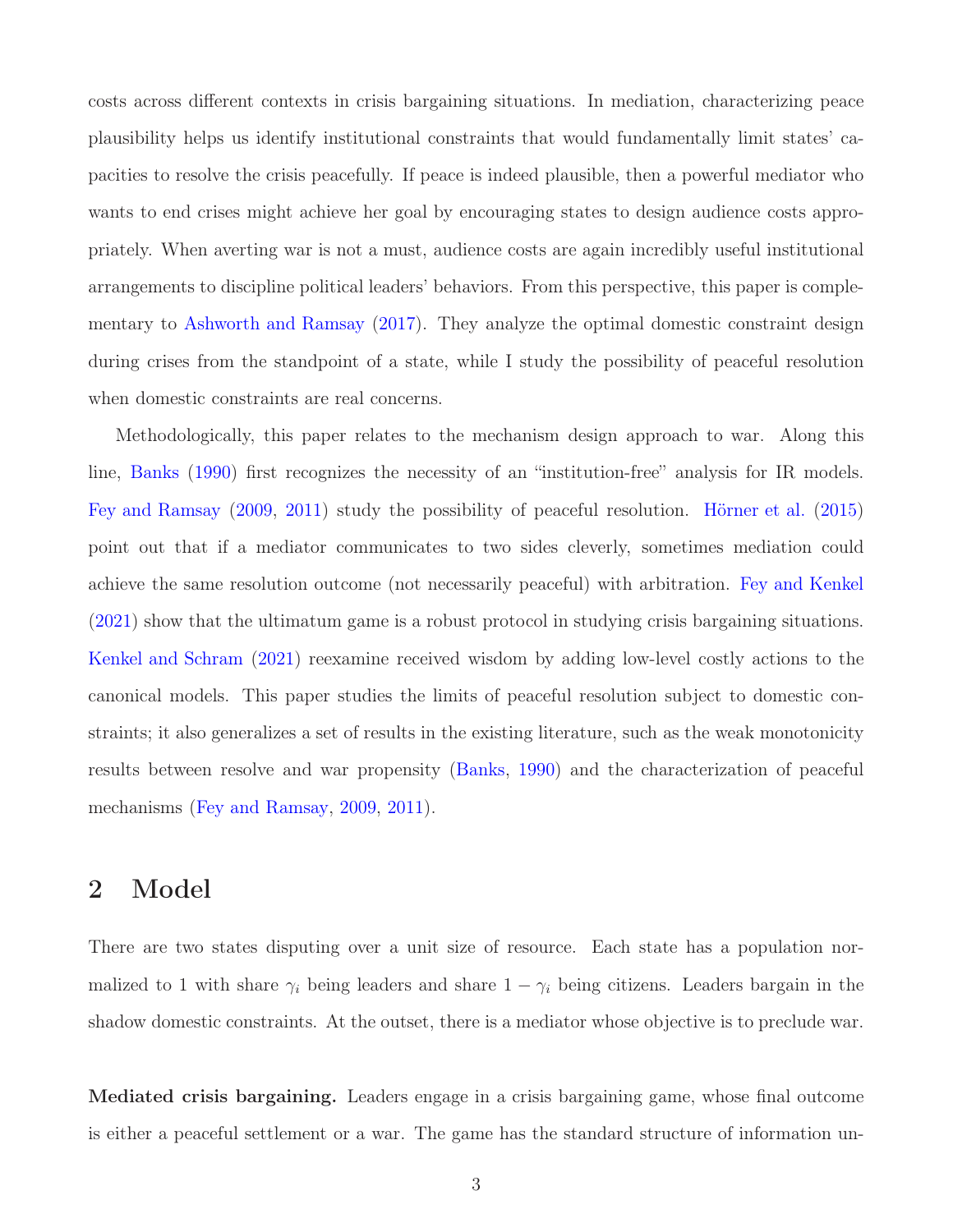costs across different contexts in crisis bargaining situations. In mediation, characterizing peace plausibility helps us identify institutional constraints that would fundamentally limit states' capacities to resolve the crisis peacefully. If peace is indeed plausible, then a powerful mediator who wants to end crises might achieve her goal by encouraging states to design audience costs appropriately. When averting war is not a must, audience costs are again incredibly useful institutional arrangements to discipline political leaders' behaviors. From this perspective, this paper is complementary to Ashworth and Ramsay (2017). They analyze the optimal domestic constraint design during crises from the standpoint of a state, while I study the possibility of peaceful resolution when domestic constraints are real concerns.

Methodologically, this paper relates to the mechanism design approach to war. Along this line, Banks (1990) first recognizes the necessity of an "institution-free" analysis for IR models. Fey and Ramsay (2009, 2011) study the possibility of peaceful resolution. Hörner et al. (2015) point out that if a mediator communicates to two sides cleverly, sometimes mediation could achieve the same resolution outcome (not necessarily peaceful) with arbitration. Fey and Kenkel (2021) show that the ultimatum game is a robust protocol in studying crisis bargaining situations. Kenkel and Schram (2021) reexamine received wisdom by adding low-level costly actions to the canonical models. This paper studies the limits of peaceful resolution subject to domestic constraints; it also generalizes a set of results in the existing literature, such as the weak monotonicity results between resolve and war propensity (Banks, 1990) and the characterization of peaceful mechanisms (Fey and Ramsay, 2009, 2011).

## 2 Model

There are two states disputing over a unit size of resource. Each state has a population normalized to 1 with share $\gamma_i$ being leaders and share $1 - \gamma_i$ being citizens. Leaders bargain in the shadow domestic constraints. At the outset, there is a mediator whose objective is to preclude war.

**Mediated crisis bargaining.** Leaders engage in a crisis bargaining game, whose final outcome is either a peaceful settlement or a war. The game has the standard structure of information un-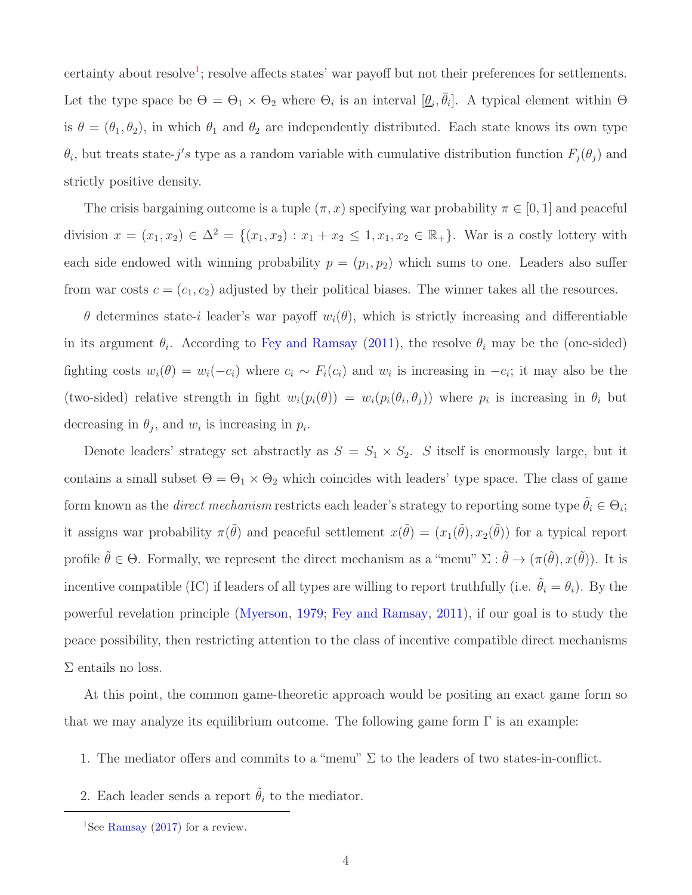certainty about resolve[1]; resolve affects states' war payoff but not their preferences for settlements. Let the type space be $\Theta = \Theta_1 \times \Theta_2$ where $\Theta_i$ is an interval $[\underline{\theta}_i, \bar{\theta}_i]$. A typical element within $\Theta$ is $\theta = (\theta_1, \theta_2)$, in which $\theta_1$ and $\theta_2$ are independently distributed. Each state knows its own type $\theta_i$, but treats state-$j's$ type as a random variable with cumulative distribution function $F_j(\theta_j)$ and strictly positive density.

The crisis bargaining outcome is a tuple $(\pi, x)$ specifying war probability $\pi \in [0, 1]$ and peaceful division $x = (x_1, x_2) \in \Delta^2 = \{(x_1, x_2) : x_1 + x_2 \leq 1, x_1, x_2 \in \mathbb{R}_+\}$. War is a costly lottery with each side endowed with winning probability $p = (p_1, p_2)$ which sums to one. Leaders also suffer from war costs $c = (c_1, c_2)$ adjusted by their political biases. The winner takes all the resources.

$\theta$ determines state-$i$ leader's war payoff $w_i(\theta)$, which is strictly increasing and differentiable in its argument $\theta_i$. According to Fey and Ramsay (2011), the resolve $\theta_i$ may be the (one-sided) fighting costs $w_i(\theta) = w_i(-c_i)$ where $c_i \sim F_i(c_i)$ and $w_i$ is increasing in $-c_i$; it may also be the (two-sided) relative strength in fight $w_i(p_i(\theta)) = w_i(p_i(\theta_i, \theta_j))$ where $p_i$ is increasing in $\theta_i$ but decreasing in $\theta_j$, and $w_i$ is increasing in $p_i$.

Denote leaders' strategy set abstractly as $S = S_1 \times S_2$. $S$ itself is enormously large, but it contains a small subset $\Theta = \Theta_1 \times \Theta_2$ which coincides with leaders' type space. The class of game form known as the *direct mechanism* restricts each leader's strategy to reporting some type $\tilde{\theta}_i \in \Theta_i$; it assigns war probability $\pi(\tilde{\theta})$ and peaceful settlement $x(\tilde{\theta}) = (x_1(\tilde{\theta}), x_2(\tilde{\theta}))$ for a typical report profile $\tilde{\theta} \in \Theta$. Formally, we represent the direct mechanism as a "menu" $\Sigma : \tilde{\theta} \to (\pi(\tilde{\theta}), x(\tilde{\theta}))$. It is incentive compatible (IC) if leaders of all types are willing to report truthfully (i.e. $\tilde{\theta}_i = \theta_i$). By the powerful revelation principle (Myerson, 1979; Fey and Ramsay, 2011), if our goal is to study the peace possibility, then restricting attention to the class of incentive compatible direct mechanisms $\Sigma$ entails no loss.

At this point, the common game-theoretic approach would be positing an exact game form so that we may analyze its equilibrium outcome. The following game form $\Gamma$ is an example:

1. The mediator offers and commits to a "menu" $\Sigma$ to the leaders of two states-in-conflict.
2. Each leader sends a report $\tilde{\theta}_i$ to the mediator.

[1] See Ramsay (2017) for a review.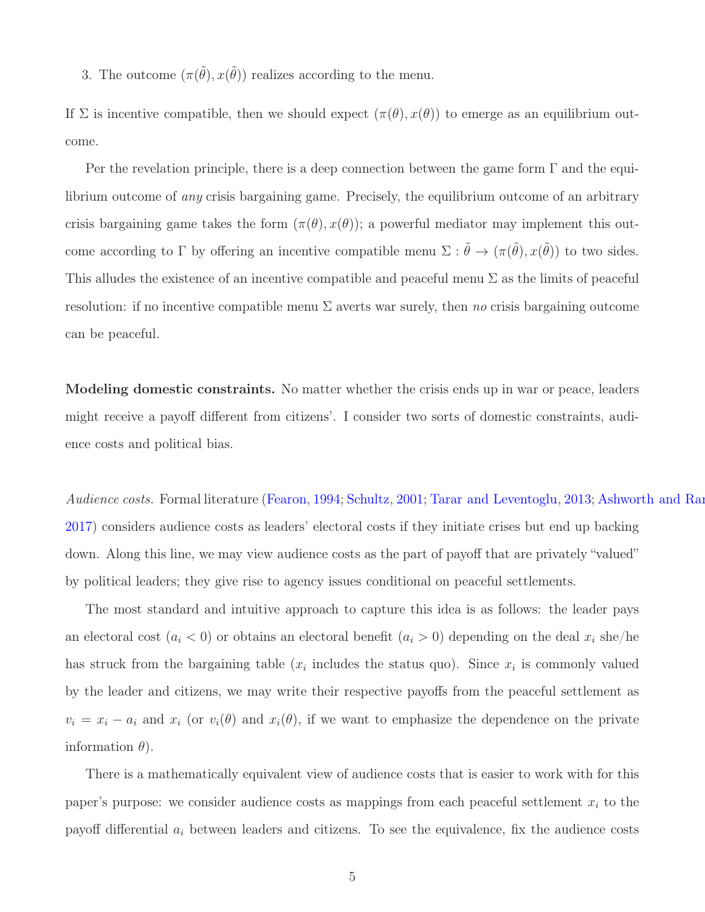3. The outcome $(\pi(\tilde{\theta}), x(\tilde{\theta}))$ realizes according to the menu.

If $\Sigma$ is incentive compatible, then we should expect $(\pi(\theta), x(\theta))$ to emerge as an equilibrium outcome.

Per the revelation principle, there is a deep connection between the game form $\Gamma$ and the equilibrium outcome of *any* crisis bargaining game. Precisely, the equilibrium outcome of an arbitrary crisis bargaining game takes the form $(\pi(\theta), x(\theta))$; a powerful mediator may implement this outcome according to $\Gamma$ by offering an incentive compatible menu $\Sigma : \tilde{\theta} \to (\pi(\tilde{\theta}), x(\tilde{\theta}))$ to two sides. This alludes the existence of an incentive compatible and peaceful menu $\Sigma$ as the limits of peaceful resolution: if no incentive compatible menu $\Sigma$ averts war surely, then *no* crisis bargaining outcome can be peaceful.

**Modeling domestic constraints.** No matter whether the crisis ends up in war or peace, leaders might receive a payoff different from citizens'. I consider two sorts of domestic constraints, audience costs and political bias.

*Audience costs.* Formal literature (Fearon, 1994; Schultz, 2001; Tarar and Leventoglu, 2013; Ashworth and Ra[...] 2017) considers audience costs as leaders' electoral costs if they initiate crises but end up backing down. Along this line, we may view audience costs as the part of payoff that are privately "valued" by political leaders; they give rise to agency issues conditional on peaceful settlements.

The most standard and intuitive approach to capture this idea is as follows: the leader pays an electoral cost ($a_i < 0$) or obtains an electoral benefit ($a_i > 0$) depending on the deal $x_i$ she/he has struck from the bargaining table ($x_i$ includes the status quo). Since $x_i$ is commonly valued by the leader and citizens, we may write their respective payoffs from the peaceful settlement as $v_i = x_i - a_i$ and $x_i$ (or $v_i(\theta)$ and $x_i(\theta)$, if we want to emphasize the dependence on the private information $\theta$).

There is a mathematically equivalent view of audience costs that is easier to work with for this paper's purpose: we consider audience costs as mappings from each peaceful settlement $x_i$ to the payoff differential $a_i$ between leaders and citizens. To see the equivalence, fix the audience costs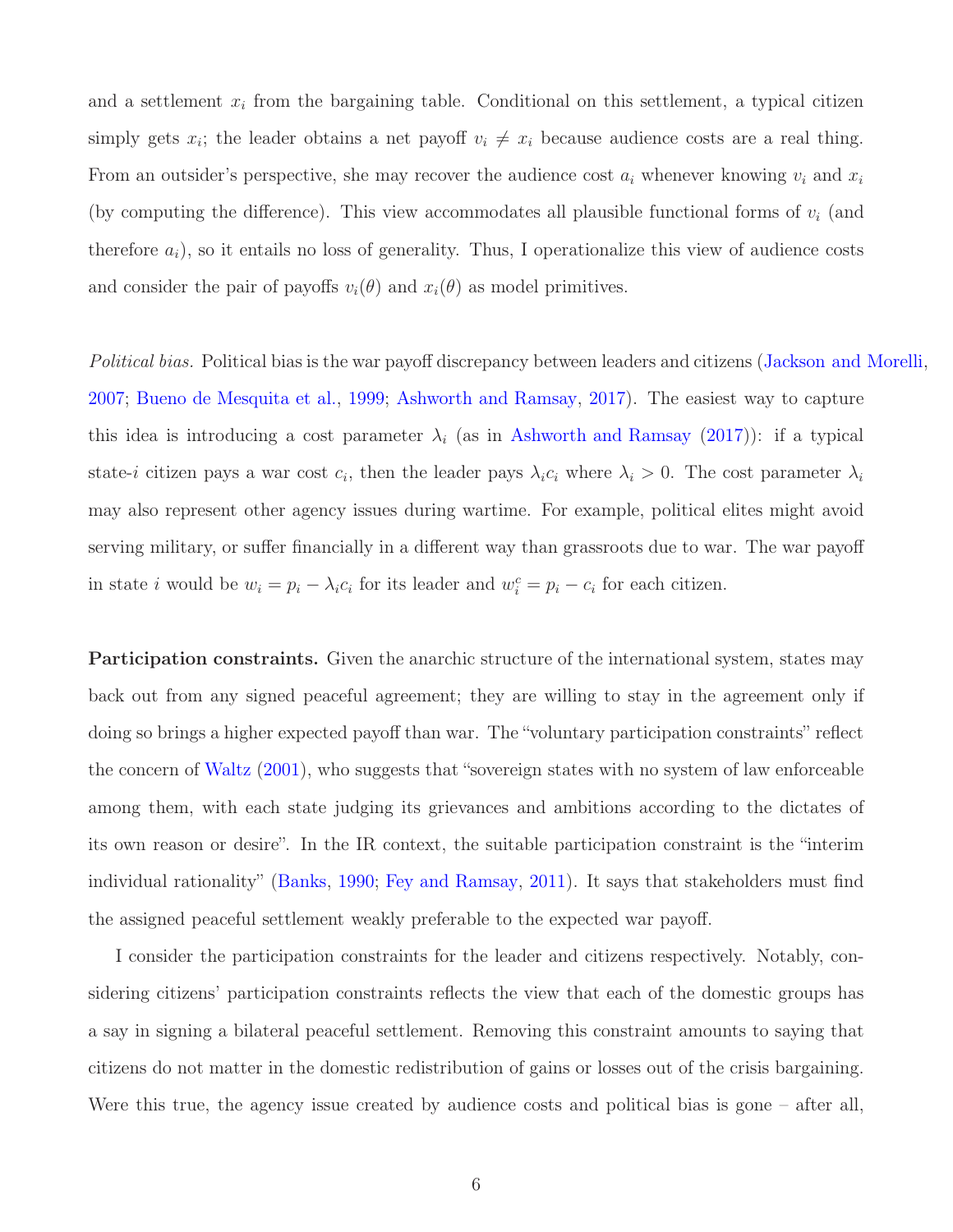and a settlement $x_i$ from the bargaining table. Conditional on this settlement, a typical citizen simply gets $x_i$; the leader obtains a net payoff $v_i \neq x_i$ because audience costs are a real thing. From an outsider's perspective, she may recover the audience cost $a_i$ whenever knowing $v_i$ and $x_i$ (by computing the difference). This view accommodates all plausible functional forms of $v_i$ (and therefore $a_i$), so it entails no loss of generality. Thus, I operationalize this view of audience costs and consider the pair of payoffs $v_i(\theta)$ and $x_i(\theta)$ as model primitives.

*Political bias.* Political bias is the war payoff discrepancy between leaders and citizens (Jackson and Morelli, 2007; Bueno de Mesquita et al., 1999; Ashworth and Ramsay, 2017). The easiest way to capture this idea is introducing a cost parameter $\lambda_i$ (as in Ashworth and Ramsay (2017)): if a typical state-$i$ citizen pays a war cost $c_i$, then the leader pays $\lambda_i c_i$ where $\lambda_i > 0$. The cost parameter $\lambda_i$ may also represent other agency issues during wartime. For example, political elites might avoid serving military, or suffer financially in a different way than grassroots due to war. The war payoff in state $i$ would be $w_i = p_i - \lambda_i c_i$ for its leader and $w_i^c = p_i - c_i$ for each citizen.

**Participation constraints.** Given the anarchic structure of the international system, states may back out from any signed peaceful agreement; they are willing to stay in the agreement only if doing so brings a higher expected payoff than war. The "voluntary participation constraints" reflect the concern of Waltz (2001), who suggests that "sovereign states with no system of law enforceable among them, with each state judging its grievances and ambitions according to the dictates of its own reason or desire". In the IR context, the suitable participation constraint is the "interim individual rationality" (Banks, 1990; Fey and Ramsay, 2011). It says that stakeholders must find the assigned peaceful settlement weakly preferable to the expected war payoff.

I consider the participation constraints for the leader and citizens respectively. Notably, considering citizens' participation constraints reflects the view that each of the domestic groups has a say in signing a bilateral peaceful settlement. Removing this constraint amounts to saying that citizens do not matter in the domestic redistribution of gains or losses out of the crisis bargaining. Were this true, the agency issue created by audience costs and political bias is gone – after all,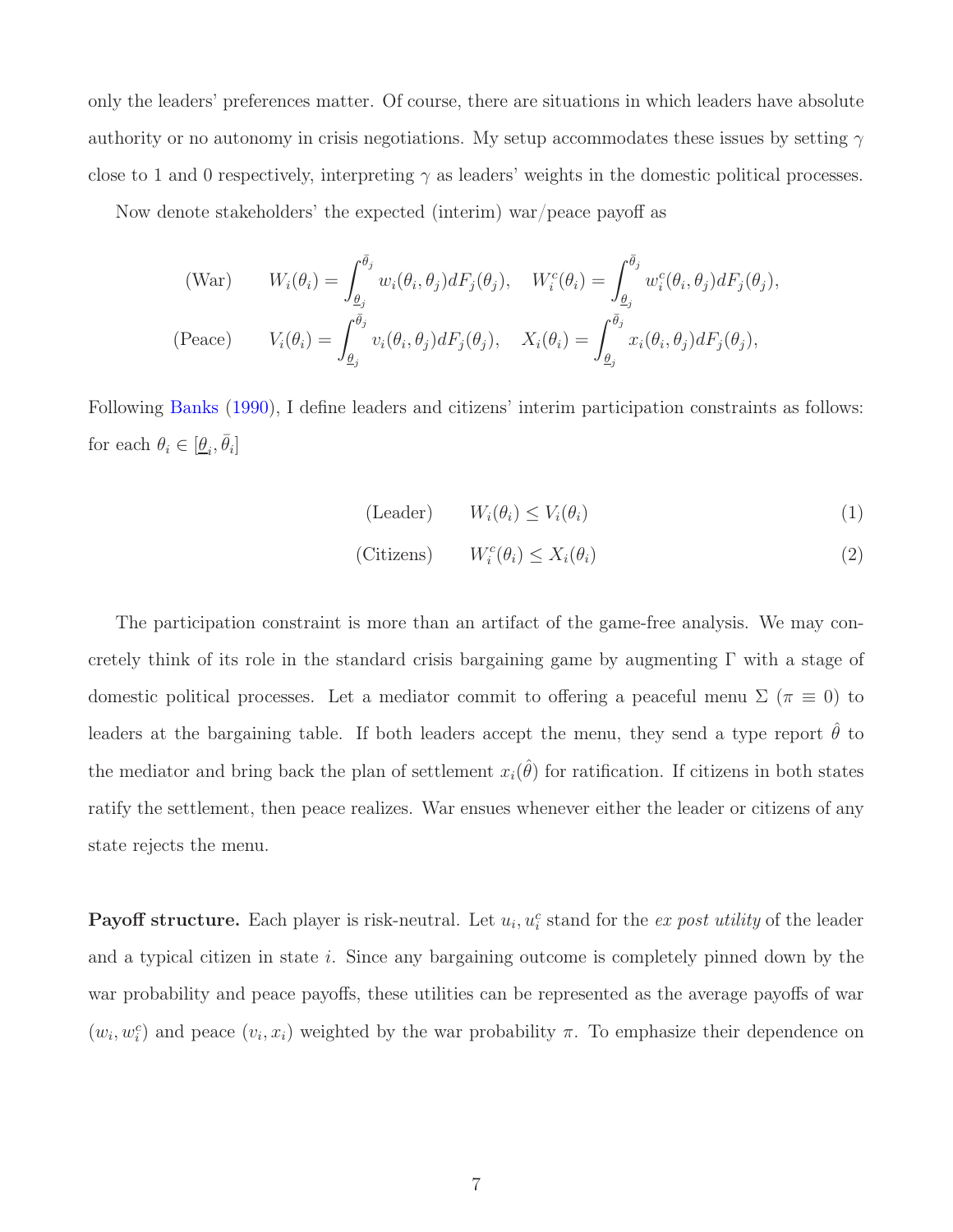only the leaders' preferences matter. Of course, there are situations in which leaders have absolute authority or no autonomy in crisis negotiations. My setup accommodates these issues by setting $\gamma$ close to 1 and 0 respectively, interpreting $\gamma$ as leaders' weights in the domestic political processes.

Now denote stakeholders' the expected (interim) war/peace payoff as

$$
\text{(War)} \qquad W_i(\theta_i) = \int_{\underline{\theta}_j}^{\bar{\theta}_j} w_i(\theta_i, \theta_j) dF_j(\theta_j), \quad W_i^c(\theta_i) = \int_{\underline{\theta}_j}^{\bar{\theta}_j} w_i^c(\theta_i, \theta_j) dF_j(\theta_j),
$$

$$
\text{(Peace)} \qquad V_i(\theta_i) = \int_{\underline{\theta}_j}^{\bar{\theta}_j} v_i(\theta_i, \theta_j) dF_j(\theta_j), \quad X_i(\theta_i) = \int_{\underline{\theta}_j}^{\bar{\theta}_j} x_i(\theta_i, \theta_j) dF_j(\theta_j),
$$

Following Banks (1990), I define leaders and citizens' interim participation constraints as follows: for each $\theta_i \in [\underline{\theta}_i, \bar{\theta}_i]$

$$
\text{(Leader)} \qquad W_i(\theta_i) \leq V_i(\theta_i) \tag{1}
$$

$$
\text{(Citizens)} \qquad W_i^c(\theta_i) \leq X_i(\theta_i) \tag{2}
$$

The participation constraint is more than an artifact of the game-free analysis. We may concretely think of its role in the standard crisis bargaining game by augmenting $\Gamma$ with a stage of domestic political processes. Let a mediator commit to offering a peaceful menu $\Sigma$ ($\pi \equiv 0$) to leaders at the bargaining table. If both leaders accept the menu, they send a type report $\hat{\theta}$ to the mediator and bring back the plan of settlement $x_i(\hat{\theta})$ for ratification. If citizens in both states ratify the settlement, then peace realizes. War ensues whenever either the leader or citizens of any state rejects the menu.

**Payoff structure.** Each player is risk-neutral. Let $u_i, u_i^c$ stand for the *ex post utility* of the leader and a typical citizen in state $i$. Since any bargaining outcome is completely pinned down by the war probability and peace payoffs, these utilities can be represented as the average payoffs of war $(w_i, w_i^c)$ and peace $(v_i, x_i)$ weighted by the war probability $\pi$. To emphasize their dependence on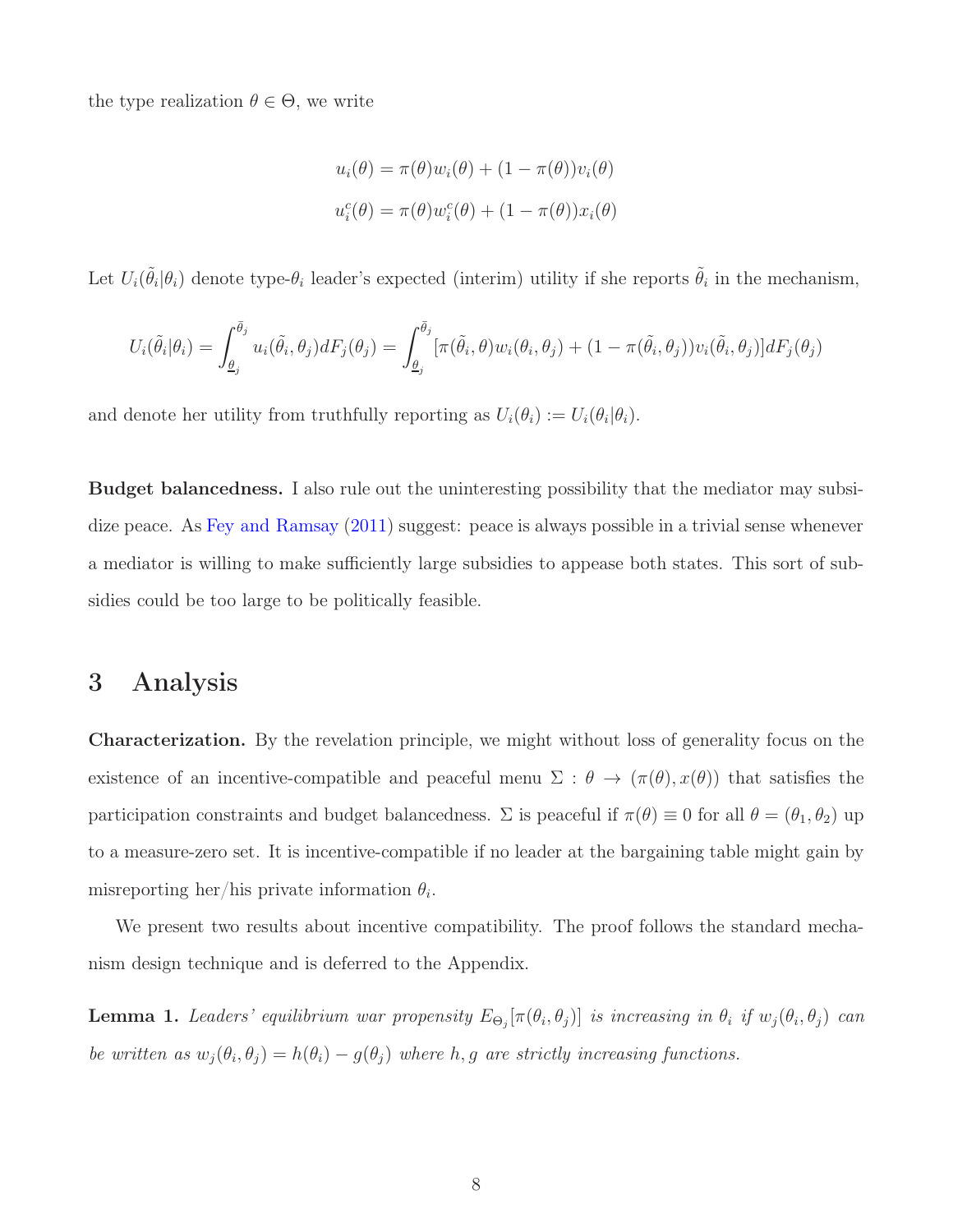the type realization $\theta \in \Theta$, we write

$$u_i(\theta) = \pi(\theta)w_i(\theta) + (1 - \pi(\theta))v_i(\theta)$$
$$u_i^c(\theta) = \pi(\theta)w_i^c(\theta) + (1 - \pi(\theta))x_i(\theta)$$

Let $U_i(\tilde{\theta}_i|\theta_i)$ denote type-$\theta_i$ leader's expected (interim) utility if she reports $\tilde{\theta}_i$ in the mechanism,

$$U_i(\tilde{\theta}_i|\theta_i) = \int_{\underline{\theta}_j}^{\bar{\theta}_j} u_i(\tilde{\theta}_i, \theta_j)dF_j(\theta_j) = \int_{\underline{\theta}_j}^{\bar{\theta}_j} [\pi(\tilde{\theta}_i, \theta)w_i(\theta_i, \theta_j) + (1 - \pi(\tilde{\theta}_i, \theta_j))v_i(\tilde{\theta}_i, \theta_j)]dF_j(\theta_j)$$

and denote her utility from truthfully reporting as $U_i(\theta_i) := U_i(\theta_i|\theta_i)$.

**Budget balancedness.** I also rule out the uninteresting possibility that the mediator may subsidize peace. As Fey and Ramsay (2011) suggest: peace is always possible in a trivial sense whenever a mediator is willing to make sufficiently large subsidies to appease both states. This sort of subsidies could be too large to be politically feasible.

## 3 Analysis

**Characterization.** By the revelation principle, we might without loss of generality focus on the existence of an incentive-compatible and peaceful menu $\Sigma : \theta \to (\pi(\theta), x(\theta))$ that satisfies the participation constraints and budget balancedness. $\Sigma$ is peaceful if $\pi(\theta) \equiv 0$ for all $\theta = (\theta_1, \theta_2)$ up to a measure-zero set. It is incentive-compatible if no leader at the bargaining table might gain by misreporting her/his private information $\theta_i$.

We present two results about incentive compatibility. The proof follows the standard mechanism design technique and is deferred to the Appendix.

**Lemma 1.** *Leaders' equilibrium war propensity $E_{\Theta_j}[\pi(\theta_i, \theta_j)]$ is increasing in $\theta_i$ if $w_j(\theta_i, \theta_j)$ can be written as $w_j(\theta_i, \theta_j) = h(\theta_i) - g(\theta_j)$ where $h, g$ are strictly increasing functions.*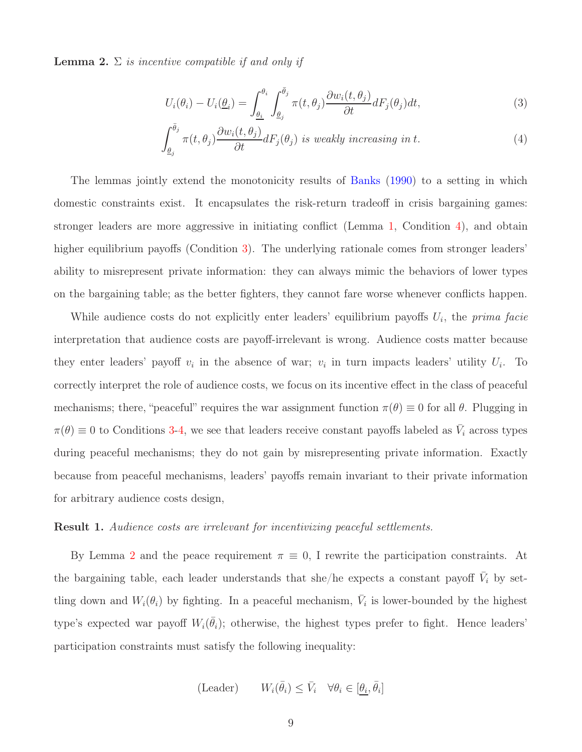**Lemma 2.** *$\Sigma$ is incentive compatible if and only if*

$$U_i(\theta_i) - U_i(\underline{\theta}_i) = \int_{\underline{\theta}_i}^{\theta_i} \int_{\underline{\theta}_j}^{\bar{\theta}_j} \pi(t, \theta_j) \frac{\partial w_i(t, \theta_j)}{\partial t} dF_j(\theta_j) dt, \tag{3}$$

$$\int_{\underline{\theta}_j}^{\bar{\theta}_j} \pi(t, \theta_j) \frac{\partial w_i(t, \theta_j)}{\partial t} dF_j(\theta_j) \textit{ is weakly increasing in } t. \tag{4}$$

The lemmas jointly extend the monotonicity results of Banks (1990) to a setting in which domestic constraints exist. It encapsulates the risk-return tradeoff in crisis bargaining games: stronger leaders are more aggressive in initiating conflict (Lemma 1, Condition 4), and obtain higher equilibrium payoffs (Condition 3). The underlying rationale comes from stronger leaders' ability to misrepresent private information: they can always mimic the behaviors of lower types on the bargaining table; as the better fighters, they cannot fare worse whenever conflicts happen.

While audience costs do not explicitly enter leaders' equilibrium payoffs $U_i$, the *prima facie* interpretation that audience costs are payoff-irrelevant is wrong. Audience costs matter because they enter leaders' payoff $v_i$ in the absence of war; $v_i$ in turn impacts leaders' utility $U_i$. To correctly interpret the role of audience costs, we focus on its incentive effect in the class of peaceful mechanisms; there, "peaceful" requires the war assignment function $\pi(\theta) \equiv 0$ for all $\theta$. Plugging in $\pi(\theta) \equiv 0$ to Conditions 3-4, we see that leaders receive constant payoffs labeled as $\bar{V}_i$ across types during peaceful mechanisms; they do not gain by misrepresenting private information. Exactly because from peaceful mechanisms, leaders' payoffs remain invariant to their private information for arbitrary audience costs design,

**Result 1.** *Audience costs are irrelevant for incentivizing peaceful settlements.*

By Lemma 2 and the peace requirement $\pi \equiv 0$, I rewrite the participation constraints. At the bargaining table, each leader understands that she/he expects a constant payoff $\bar{V}_i$ by settling down and $W_i(\theta_i)$ by fighting. In a peaceful mechanism, $\bar{V}_i$ is lower-bounded by the highest type's expected war payoff $W_i(\bar{\theta}_i)$; otherwise, the highest types prefer to fight. Hence leaders' participation constraints must satisfy the following inequality:

$$\text{(Leader)} \qquad W_i(\bar{\theta}_i) \leq \bar{V}_i \quad \forall \theta_i \in [\underline{\theta}_i, \bar{\theta}_i]$$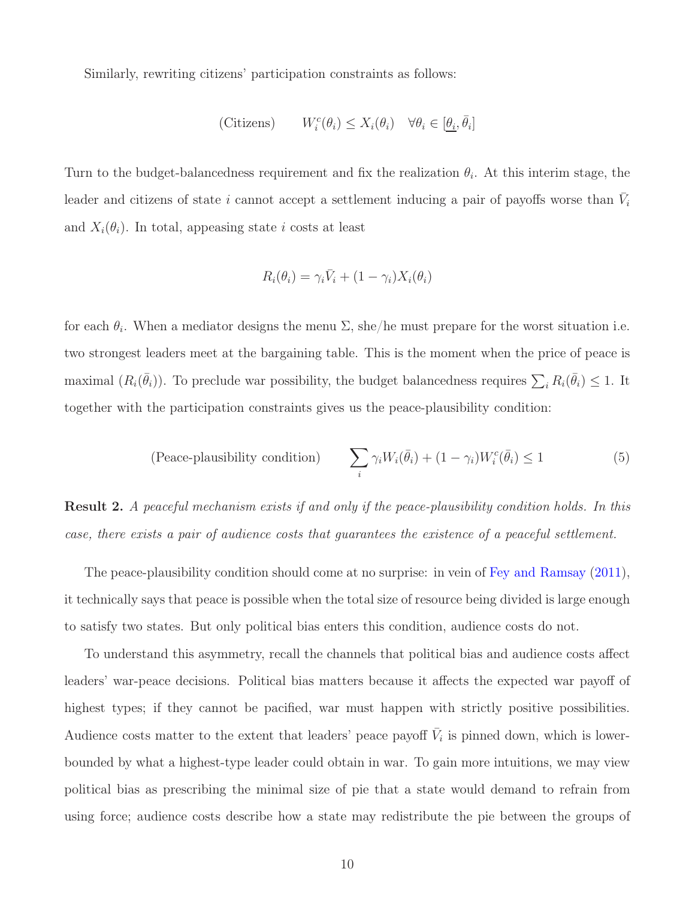Similarly, rewriting citizens' participation constraints as follows:

$$\text{(Citizens)} \qquad W_i^c(\theta_i) \le X_i(\theta_i) \quad \forall \theta_i \in [\underline{\theta_i}, \bar{\theta}_i]$$

Turn to the budget-balancedness requirement and fix the realization $\theta_i$. At this interim stage, the leader and citizens of state $i$ cannot accept a settlement inducing a pair of payoffs worse than $\bar{V}_i$ and $X_i(\theta_i)$. In total, appeasing state $i$ costs at least

$$R_i(\theta_i) = \gamma_i \bar{V}_i + (1 - \gamma_i) X_i(\theta_i)$$

for each $\theta_i$. When a mediator designs the menu $\Sigma$, she/he must prepare for the worst situation i.e. two strongest leaders meet at the bargaining table. This is the moment when the price of peace is maximal ($R_i(\bar{\theta}_i)$). To preclude war possibility, the budget balancedness requires $\sum_i R_i(\bar{\theta}_i) \le 1$. It together with the participation constraints gives us the peace-plausibility condition:

$$\text{(Peace-plausibility condition)} \qquad \sum_i \gamma_i W_i(\bar{\theta}_i) + (1 - \gamma_i) W_i^c(\bar{\theta}_i) \le 1 \tag{5}$$

**Result 2.** *A peaceful mechanism exists if and only if the peace-plausibility condition holds. In this case, there exists a pair of audience costs that guarantees the existence of a peaceful settlement.*

The peace-plausibility condition should come at no surprise: in vein of Fey and Ramsay (2011), it technically says that peace is possible when the total size of resource being divided is large enough to satisfy two states. But only political bias enters this condition, audience costs do not.

To understand this asymmetry, recall the channels that political bias and audience costs affect leaders' war-peace decisions. Political bias matters because it affects the expected war payoff of highest types; if they cannot be pacified, war must happen with strictly positive possibilities. Audience costs matter to the extent that leaders' peace payoff $\bar{V}_i$ is pinned down, which is lower-bounded by what a highest-type leader could obtain in war. To gain more intuitions, we may view political bias as prescribing the minimal size of pie that a state would demand to refrain from using force; audience costs describe how a state may redistribute the pie between the groups of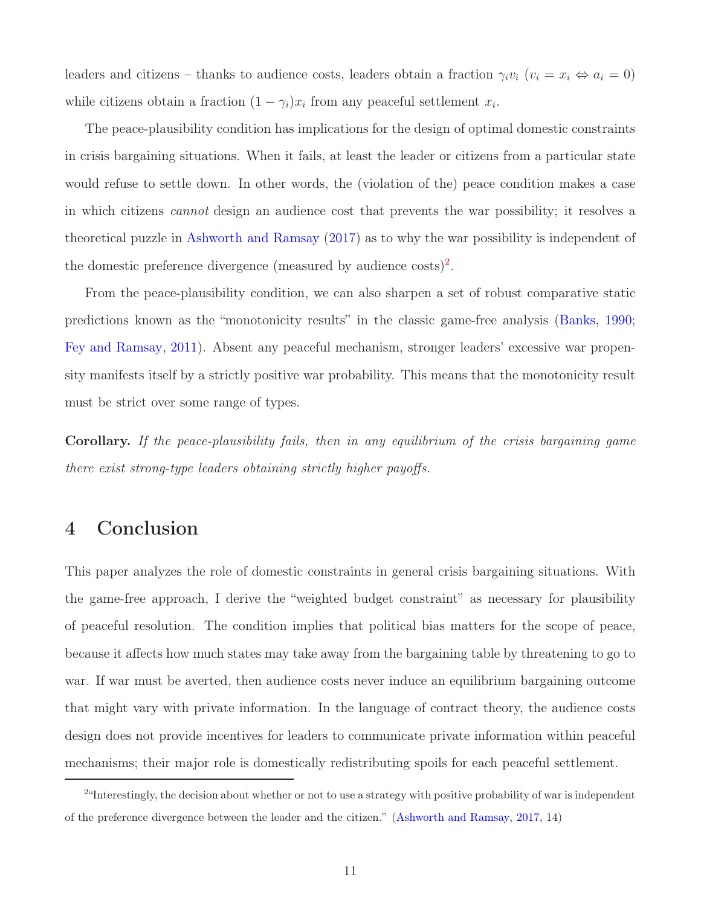leaders and citizens – thanks to audience costs, leaders obtain a fraction $\gamma_i v_i$ ($v_i = x_i \Leftrightarrow a_i = 0$) while citizens obtain a fraction $(1-\gamma_i)x_i$ from any peaceful settlement $x_i$.

The peace-plausibility condition has implications for the design of optimal domestic constraints in crisis bargaining situations. When it fails, at least the leader or citizens from a particular state would refuse to settle down. In other words, the (violation of the) peace condition makes a case in which citizens *cannot* design an audience cost that prevents the war possibility; it resolves a theoretical puzzle in Ashworth and Ramsay (2017) as to why the war possibility is independent of the domestic preference divergence (measured by audience costs)[2].

From the peace-plausibility condition, we can also sharpen a set of robust comparative static predictions known as the "monotonicity results" in the classic game-free analysis (Banks, 1990; Fey and Ramsay, 2011). Absent any peaceful mechanism, stronger leaders' excessive war propensity manifests itself by a strictly positive war probability. This means that the monotonicity result must be strict over some range of types.

**Corollary.** *If the peace-plausibility fails, then in any equilibrium of the crisis bargaining game there exist strong-type leaders obtaining strictly higher payoffs.*

# 4 Conclusion

This paper analyzes the role of domestic constraints in general crisis bargaining situations. With the game-free approach, I derive the "weighted budget constraint" as necessary for plausibility of peaceful resolution. The condition implies that political bias matters for the scope of peace, because it affects how much states may take away from the bargaining table by threatening to go to war. If war must be averted, then audience costs never induce an equilibrium bargaining outcome that might vary with private information. In the language of contract theory, the audience costs design does not provide incentives for leaders to communicate private information within peaceful mechanisms; their major role is domestically redistributing spoils for each peaceful settlement.

[2] "Interestingly, the decision about whether or not to use a strategy with positive probability of war is independent of the preference divergence between the leader and the citizen." (Ashworth and Ramsay, 2017, 14)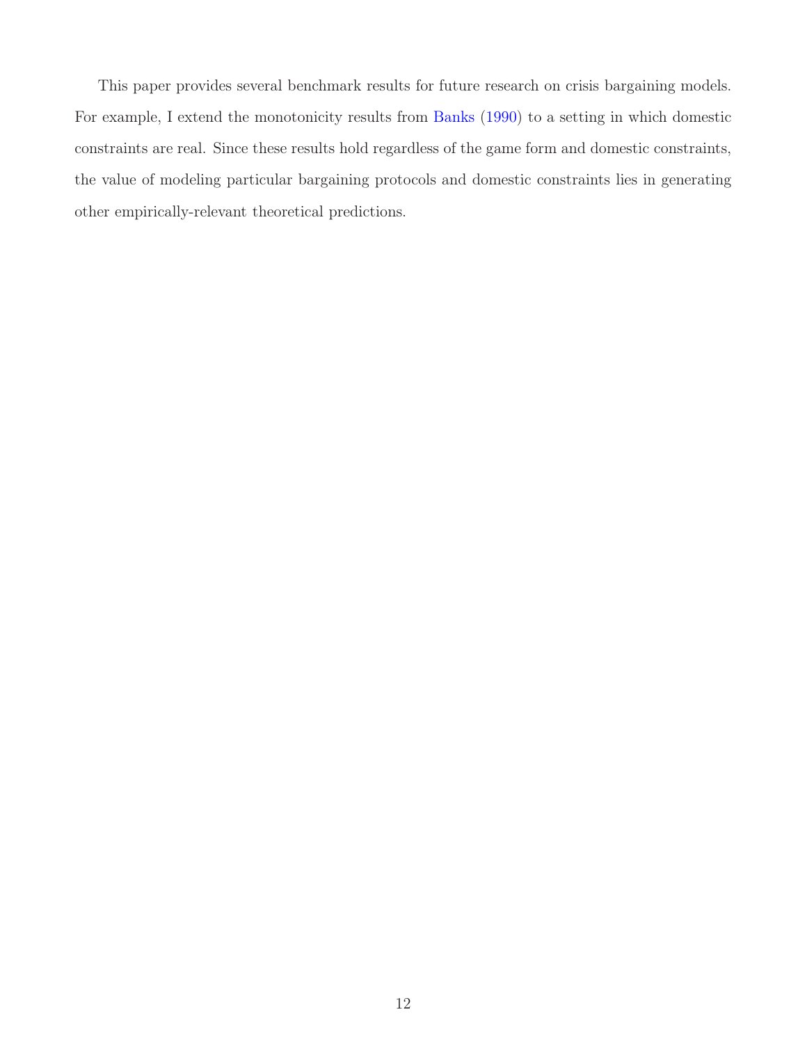This paper provides several benchmark results for future research on crisis bargaining models. For example, I extend the monotonicity results from Banks (1990) to a setting in which domestic constraints are real. Since these results hold regardless of the game form and domestic constraints, the value of modeling particular bargaining protocols and domestic constraints lies in generating other empirically-relevant theoretical predictions.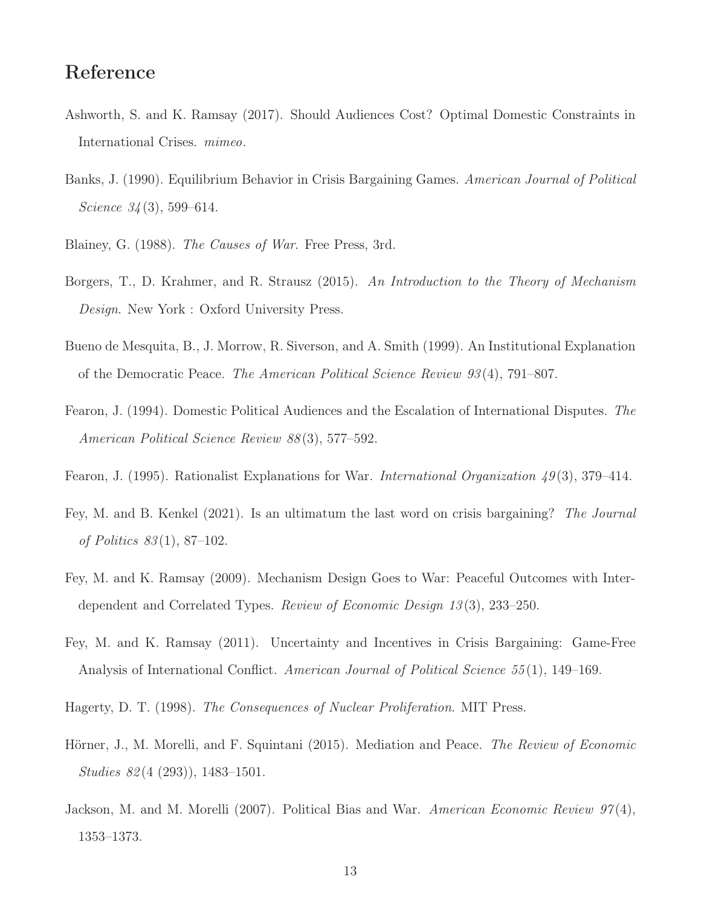# Reference

Ashworth, S. and K. Ramsay (2017). Should Audiences Cost? Optimal Domestic Constraints in International Crises. *mimeo*.

Banks, J. (1990). Equilibrium Behavior in Crisis Bargaining Games. *American Journal of Political Science 34*(3), 599–614.

Blainey, G. (1988). *The Causes of War*. Free Press, 3rd.

Borgers, T., D. Krahmer, and R. Strausz (2015). *An Introduction to the Theory of Mechanism Design*. New York : Oxford University Press.

Bueno de Mesquita, B., J. Morrow, R. Siverson, and A. Smith (1999). An Institutional Explanation of the Democratic Peace. *The American Political Science Review 93*(4), 791–807.

Fearon, J. (1994). Domestic Political Audiences and the Escalation of International Disputes. *The American Political Science Review 88*(3), 577–592.

Fearon, J. (1995). Rationalist Explanations for War. *International Organization 49*(3), 379–414.

Fey, M. and B. Kenkel (2021). Is an ultimatum the last word on crisis bargaining? *The Journal of Politics 83*(1), 87–102.

Fey, M. and K. Ramsay (2009). Mechanism Design Goes to War: Peaceful Outcomes with Interdependent and Correlated Types. *Review of Economic Design 13*(3), 233–250.

Fey, M. and K. Ramsay (2011). Uncertainty and Incentives in Crisis Bargaining: Game-Free Analysis of International Conflict. *American Journal of Political Science 55*(1), 149–169.

Hagerty, D. T. (1998). *The Consequences of Nuclear Proliferation*. MIT Press.

Hörner, J., M. Morelli, and F. Squintani (2015). Mediation and Peace. *The Review of Economic Studies 82*(4 (293)), 1483–1501.

Jackson, M. and M. Morelli (2007). Political Bias and War. *American Economic Review 97*(4), 1353–1373.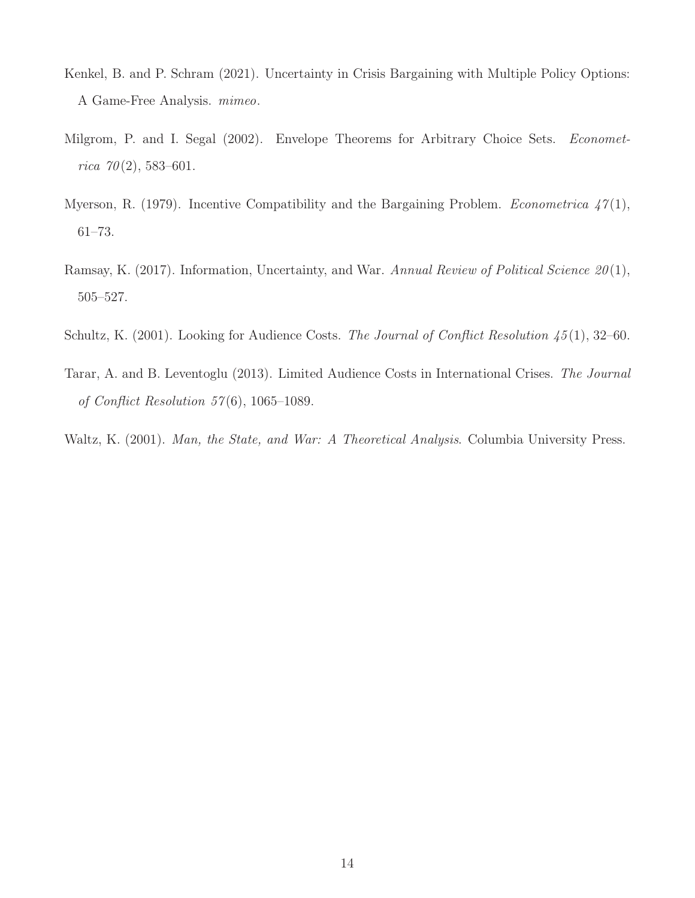Kenkel, B. and P. Schram (2021). Uncertainty in Crisis Bargaining with Multiple Policy Options: A Game-Free Analysis. *mimeo*.

Milgrom, P. and I. Segal (2002). Envelope Theorems for Arbitrary Choice Sets. *Econometrica 70*(2), 583–601.

Myerson, R. (1979). Incentive Compatibility and the Bargaining Problem. *Econometrica 47*(1), 61–73.

Ramsay, K. (2017). Information, Uncertainty, and War. *Annual Review of Political Science 20*(1), 505–527.

Schultz, K. (2001). Looking for Audience Costs. *The Journal of Conflict Resolution 45*(1), 32–60.

Tarar, A. and B. Leventoglu (2013). Limited Audience Costs in International Crises. *The Journal of Conflict Resolution 57*(6), 1065–1089.

Waltz, K. (2001). *Man, the State, and War: A Theoretical Analysis*. Columbia University Press.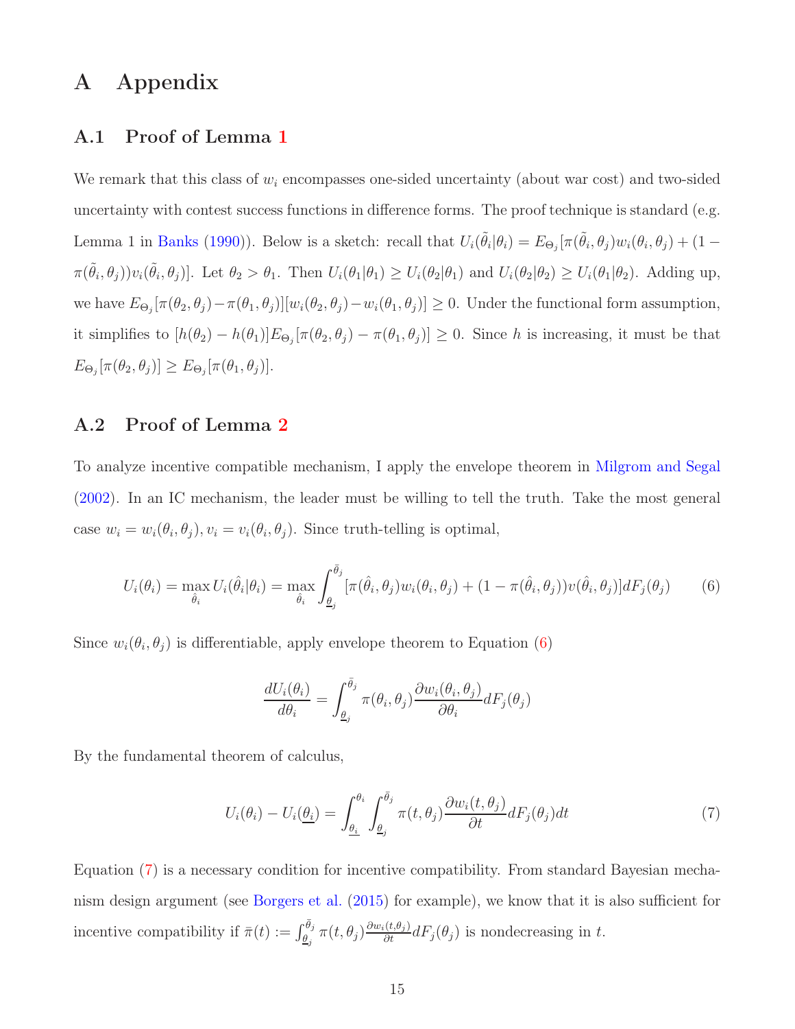# A Appendix

## A.1 Proof of Lemma 1

We remark that this class of $w_i$ encompasses one-sided uncertainty (about war cost) and two-sided uncertainty with contest success functions in difference forms. The proof technique is standard (e.g. Lemma 1 in Banks (1990)). Below is a sketch: recall that $U_i(\tilde{\theta}_i|\theta_i) = E_{\Theta_j}[\pi(\tilde{\theta}_i, \theta_j)w_i(\theta_i, \theta_j) + (1 - \pi(\tilde{\theta}_i, \theta_j))v_i(\tilde{\theta}_i, \theta_j)]$. Let $\theta_2 > \theta_1$. Then $U_i(\theta_1|\theta_1) \geq U_i(\theta_2|\theta_1)$ and $U_i(\theta_2|\theta_2) \geq U_i(\theta_1|\theta_2)$. Adding up, we have $E_{\Theta_j}[\pi(\theta_2, \theta_j) - \pi(\theta_1, \theta_j)][w_i(\theta_2, \theta_j) - w_i(\theta_1, \theta_j)] \geq 0$. Under the functional form assumption, it simplifies to $[h(\theta_2) - h(\theta_1)]E_{\Theta_j}[\pi(\theta_2, \theta_j) - \pi(\theta_1, \theta_j)] \geq 0$. Since $h$ is increasing, it must be that $E_{\Theta_j}[\pi(\theta_2, \theta_j)] \geq E_{\Theta_j}[\pi(\theta_1, \theta_j)]$.

## A.2 Proof of Lemma 2

To analyze incentive compatible mechanism, I apply the envelope theorem in Milgrom and Segal (2002). In an IC mechanism, the leader must be willing to tell the truth. Take the most general case $w_i = w_i(\theta_i, \theta_j), v_i = v_i(\theta_i, \theta_j)$. Since truth-telling is optimal,

$$U_i(\theta_i) = \max_{\hat{\theta}_i} U_i(\hat{\theta}_i|\theta_i) = \max_{\hat{\theta}_i} \int_{\underline{\theta}_j}^{\bar{\theta}_j} [\pi(\hat{\theta}_i, \theta_j)w_i(\theta_i, \theta_j) + (1 - \pi(\hat{\theta}_i, \theta_j))v(\hat{\theta}_i, \theta_j)]dF_j(\theta_j) \tag{6}$$

Since $w_i(\theta_i, \theta_j)$ is differentiable, apply envelope theorem to Equation (6)

$$\frac{dU_i(\theta_i)}{d\theta_i} = \int_{\underline{\theta}_j}^{\bar{\theta}_j} \pi(\theta_i, \theta_j)\frac{\partial w_i(\theta_i, \theta_j)}{\partial \theta_i}dF_j(\theta_j)$$

By the fundamental theorem of calculus,

$$U_i(\theta_i) - U_i(\underline{\theta_i}) = \int_{\underline{\theta_i}}^{\theta_i} \int_{\underline{\theta}_j}^{\bar{\theta}_j} \pi(t, \theta_j)\frac{\partial w_i(t, \theta_j)}{\partial t}dF_j(\theta_j)dt \tag{7}$$

Equation (7) is a necessary condition for incentive compatibility. From standard Bayesian mechanism design argument (see Borgers et al. (2015) for example), we know that it is also sufficient for incentive compatibility if $\bar{\pi}(t) := \int_{\underline{\theta}_j}^{\bar{\theta}_j} \pi(t, \theta_j)\frac{\partial w_i(t, \theta_j)}{\partial t}dF_j(\theta_j)$ is nondecreasing in $t$.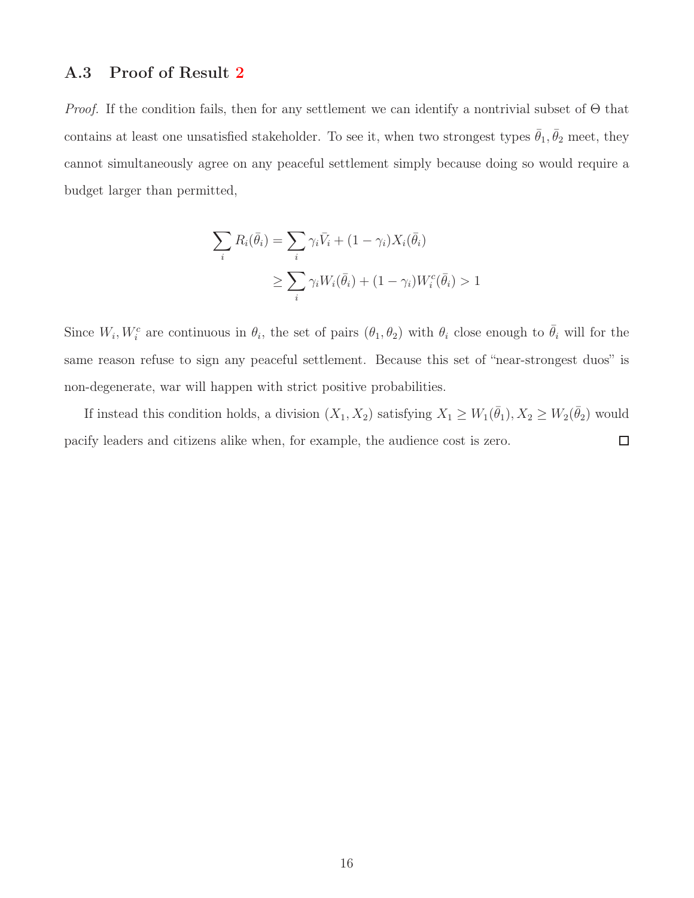### A.3 Proof of Result 2

*Proof.* If the condition fails, then for any settlement we can identify a nontrivial subset of $\Theta$ that contains at least one unsatisfied stakeholder. To see it, when two strongest types $\bar{\theta}_1, \bar{\theta}_2$ meet, they cannot simultaneously agree on any peaceful settlement simply because doing so would require a budget larger than permitted,

$$
\begin{aligned}
\sum_i R_i(\bar{\theta}_i) &= \sum_i \gamma_i \bar{V}_i + (1-\gamma_i) X_i(\bar{\theta}_i) \\
&\geq \sum_i \gamma_i W_i(\bar{\theta}_i) + (1-\gamma_i) W_i^c(\bar{\theta}_i) > 1
\end{aligned}
$$

Since $W_i, W_i^c$ are continuous in $\theta_i$, the set of pairs $(\theta_1, \theta_2)$ with $\theta_i$ close enough to $\bar{\theta}_i$ will for the same reason refuse to sign any peaceful settlement. Because this set of "near-strongest duos" is non-degenerate, war will happen with strict positive probabilities.

If instead this condition holds, a division $(X_1, X_2)$ satisfying $X_1 \geq W_1(\bar{\theta}_1), X_2 \geq W_2(\bar{\theta}_2)$ would pacify leaders and citizens alike when, for example, the audience cost is zero. $\square$